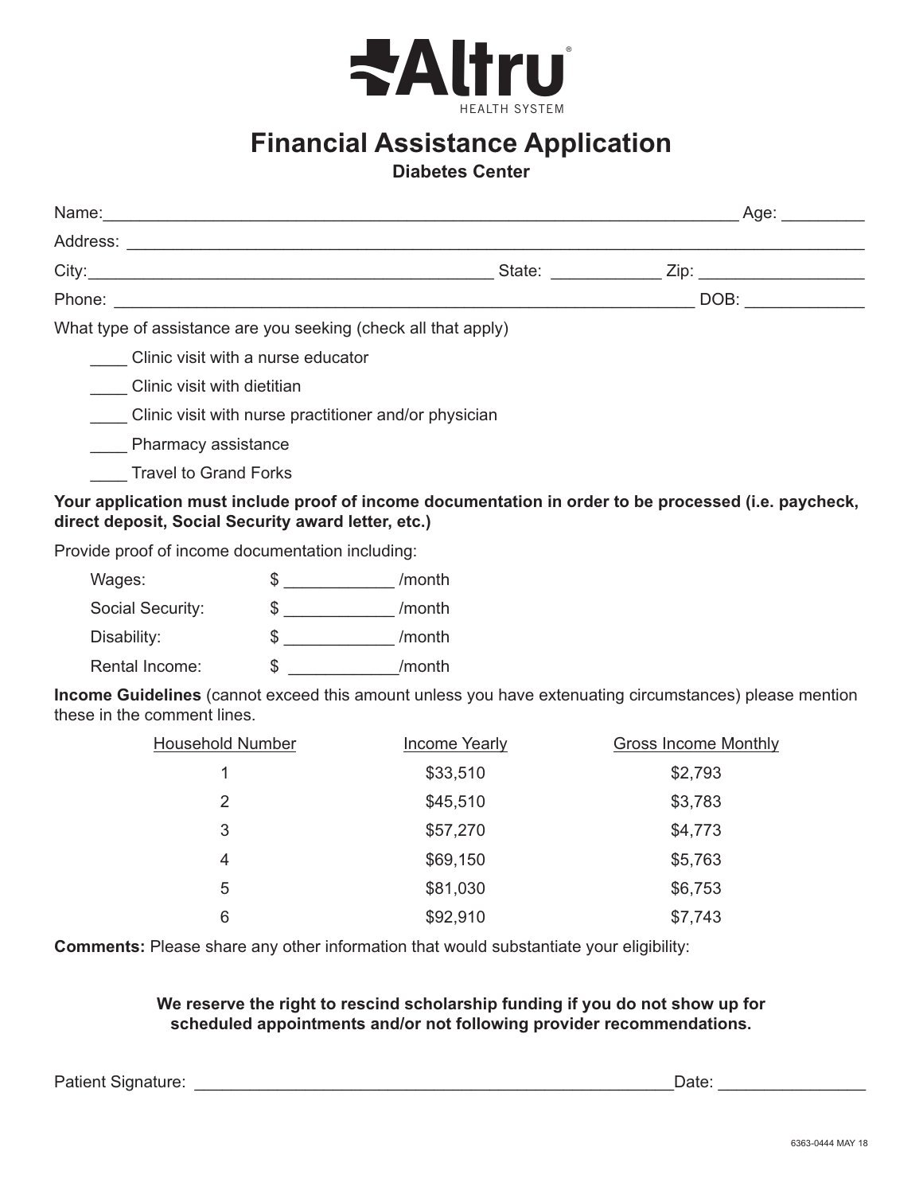Altru HEALTH SYSTEM

# Financial Assistance Application

**Diabetes Center**

Name:_______________________________________________________________________ Age: _________

Address: ______________________________________________________________________________

City:____________________________________________ State: ____________ Zip: __________________

Phone: _________________________________________________________________ DOB: _____________

What type of assistance are you seeking (check all that apply)

____ Clinic visit with a nurse educator

____ Clinic visit with dietitian

____ Clinic visit with nurse practitioner and/or physician

____ Pharmacy assistance

____ Travel to Grand Forks

**Your application must include proof of income documentation in order to be processed (i.e. paycheck, direct deposit, Social Security award letter, etc.)**

Provide proof of income documentation including:

Wages: $ ____________ /month

Social Security: $ ____________ /month

Disability: $ ____________ /month

Rental Income: $ ____________/month

**Income Guidelines** (cannot exceed this amount unless you have extenuating circumstances) please mention these in the comment lines.

| Household Number | Income Yearly | Gross Income Monthly |
|---|---|---|
| 1 | $33,510 | $2,793 |
| 2 | $45,510 | $3,783 |
| 3 | $57,270 | $4,773 |
| 4 | $69,150 | $5,763 |
| 5 | $81,030 | $6,753 |
| 6 | $92,910 | $7,743 |

**Comments:** Please share any other information that would substantiate your eligibility:

**We reserve the right to rescind scholarship funding if you do not show up for scheduled appointments and/or not following provider recommendations.**

Patient Signature: _______________________________________________________Date: ________________

6363-0444 MAY 18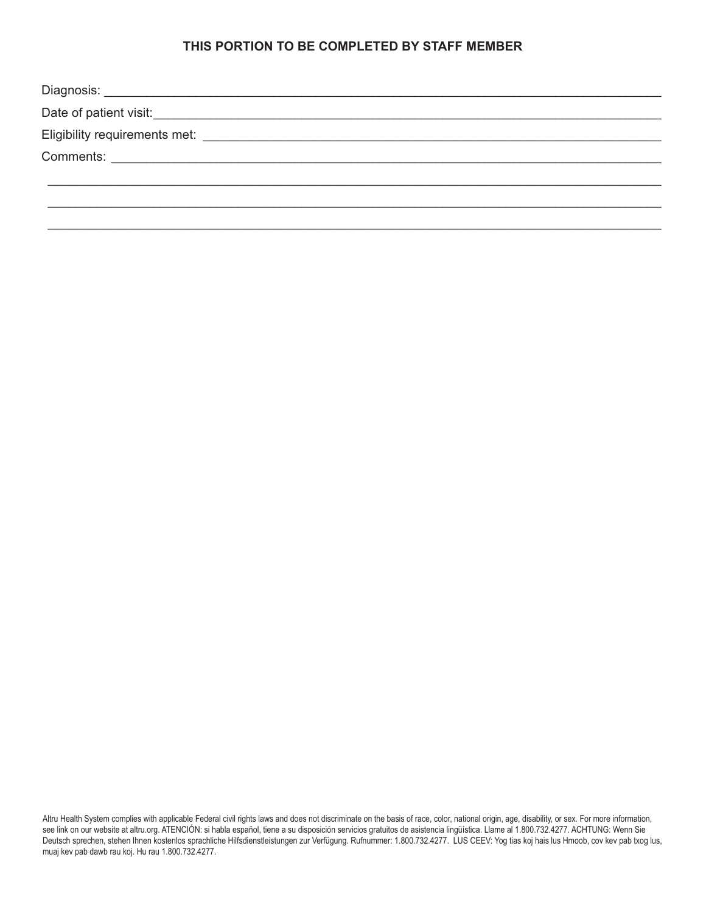**THIS PORTION TO BE COMPLETED BY STAFF MEMBER**

Diagnosis: ___________________________________________________________________________

Date of patient visit:__________________________________________________________________

Eligibility requirements met: ___________________________________________________________

Comments: _________________________________________________________________________

_______________________________________________________________________________________

_______________________________________________________________________________________

_______________________________________________________________________________________

Altru Health System complies with applicable Federal civil rights laws and does not discriminate on the basis of race, color, national origin, age, disability, or sex. For more information, see link on our website at altru.org. ATENCIÓN: si habla español, tiene a su disposición servicios gratuitos de asistencia lingüística. Llame al 1.800.732.4277. ACHTUNG: Wenn Sie Deutsch sprechen, stehen Ihnen kostenlos sprachliche Hilfsdienstleistungen zur Verfügung. Rufnummer: 1.800.732.4277. LUS CEEV: Yog tias koj hais lus Hmoob, cov kev pab txog lus, muaj kev pab dawb rau koj. Hu rau 1.800.732.4277.